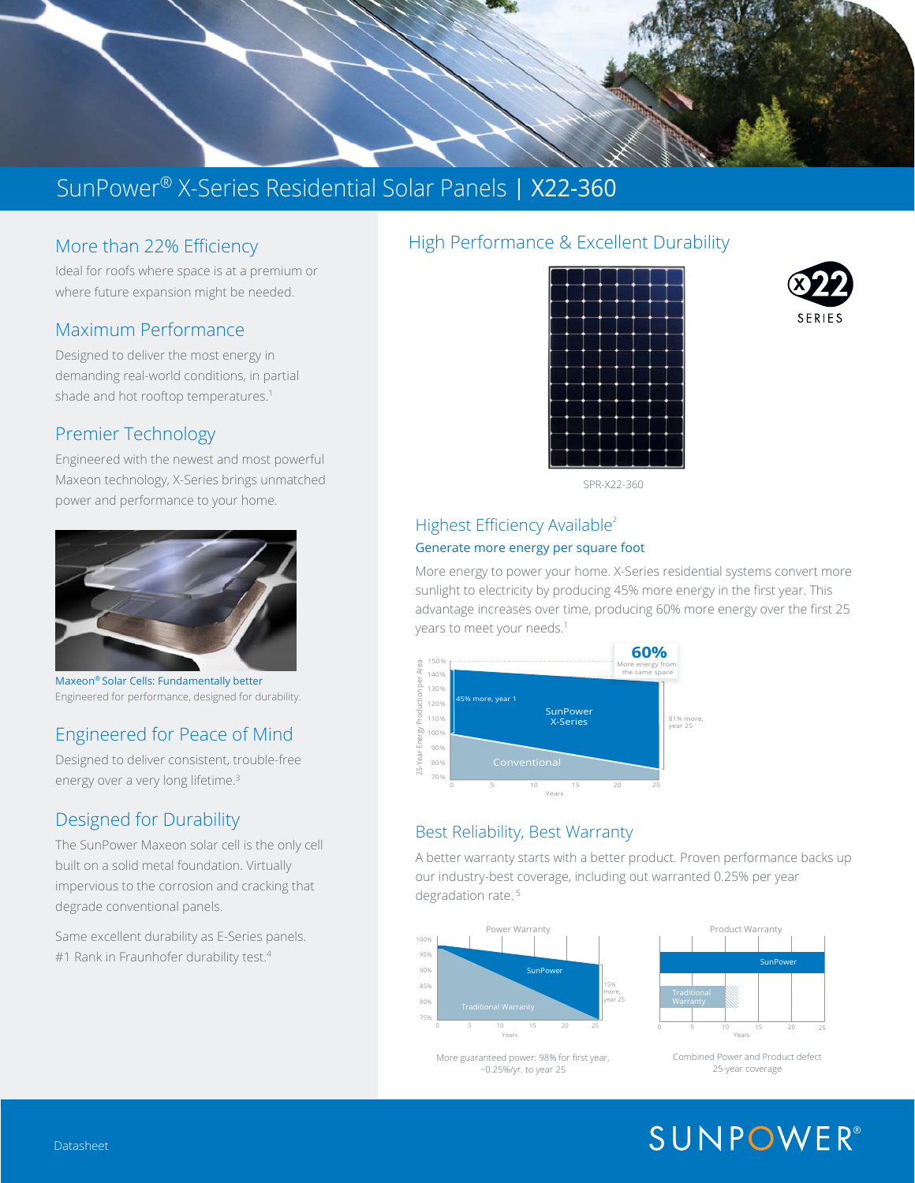# SunPower® X-Series Residential Solar Panels | X22-360

## More than 22% Efficiency

Ideal for roofs where space is at a premium or where future expansion might be needed.

## Maximum Performance

Designed to deliver the most energy in demanding real-world conditions, in partial shade and hot rooftop temperatures.[1]

## Premier Technology

Engineered with the newest and most powerful Maxeon technology, X-Series brings unmatched power and performance to your home.

Maxeon® Solar Cells: Fundamentally better
Engineered for performance, designed for durability.

## Engineered for Peace of Mind

Designed to deliver consistent, trouble-free energy over a very long lifetime.[3]

## Designed for Durability

The SunPower Maxeon solar cell is the only cell built on a solid metal foundation. Virtually impervious to the corrosion and cracking that degrade conventional panels.

Same excellent durability as E-Series panels. #1 Rank in Fraunhofer durability test.[4]

## High Performance & Excellent Durability

SPR-X22-360

X22 SERIES

### Highest Efficiency Available[2]

**Generate more energy per square foot**

More energy to power your home. X-Series residential systems convert more sunlight to electricity by producing 45% more energy in the first year. This advantage increases over time, producing 60% more energy over the first 25 years to meet your needs.[1]

60% More energy from the same space

45% more, year 1 — SunPower X-Series — Conventional — 81% more, year 25

### Best Reliability, Best Warranty

A better warranty starts with a better product. Proven performance backs up our industry-best coverage, including out warranted 0.25% per year degradation rate. [5]

Power Warranty: SunPower — Traditional Warranty — 15% more, year 25

More guaranteed power: 98% for first year, –0.25%/yr. to year 25

Product Warranty: SunPower — Traditional Warranty

Combined Power and Product defect 25-year coverage

Datasheet

SUNPOWER®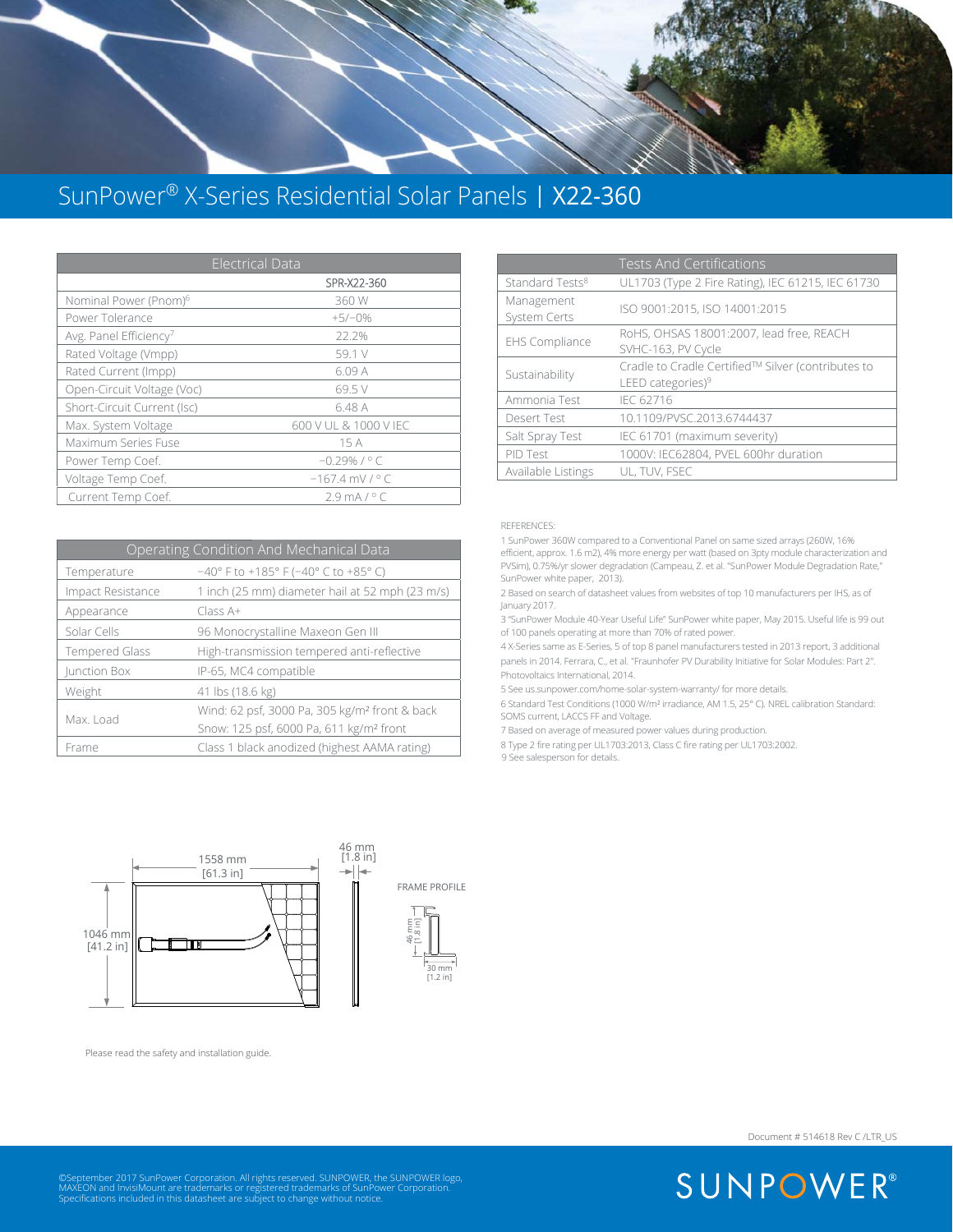# SunPower® X-Series Residential Solar Panels | X22-360

| Electrical Data | |
|---|---|
| | SPR-X22-360 |
| Nominal Power (Pnom)[6] | 360 W |
| Power Tolerance | +5/−0% |
| Avg. Panel Efficiency[7] | 22.2% |
| Rated Voltage (Vmpp) | 59.1 V |
| Rated Current (Impp) | 6.09 A |
| Open-Circuit Voltage (Voc) | 69.5 V |
| Short-Circuit Current (Isc) | 6.48 A |
| Max. System Voltage | 600 V UL & 1000 V IEC |
| Maximum Series Fuse | 15 A |
| Power Temp Coef. | −0.29% / ° C |
| Voltage Temp Coef. | −167.4 mV / ° C |
| Current Temp Coef. | 2.9 mA / ° C |

| Operating Condition And Mechanical Data | |
|---|---|
| Temperature | −40° F to +185° F (−40° C to +85° C) |
| Impact Resistance | 1 inch (25 mm) diameter hail at 52 mph (23 m/s) |
| Appearance | Class A+ |
| Solar Cells | 96 Monocrystalline Maxeon Gen III |
| Tempered Glass | High-transmission tempered anti-reflective |
| Junction Box | IP-65, MC4 compatible |
| Weight | 41 lbs (18.6 kg) |
| Max. Load | Wind: 62 psf, 3000 Pa, 305 kg/m² front & back<br>Snow: 125 psf, 6000 Pa, 611 kg/m² front |
| Frame | Class 1 black anodized (highest AAMA rating) |

| Tests And Certifications | |
|---|---|
| Standard Tests[8] | UL1703 (Type 2 Fire Rating), IEC 61215, IEC 61730 |
| Management System Certs | ISO 9001:2015, ISO 14001:2015 |
| EHS Compliance | RoHS, OHSAS 18001:2007, lead free, REACH SVHC-163, PV Cycle |
| Sustainability | Cradle to Cradle Certified™ Silver (contributes to LEED categories)[9] |
| Ammonia Test | IEC 62716 |
| Desert Test | 10.1109/PVSC.2013.6744437 |
| Salt Spray Test | IEC 61701 (maximum severity) |
| PID Test | 1000V: IEC62804, PVEL 600hr duration |
| Available Listings | UL, TUV, FSEC |

REFERENCES:

1 SunPower 360W compared to a Conventional Panel on same sized arrays (260W, 16% efficient, approx. 1.6 m2), 4% more energy per watt (based on 3pty module characterization and PVSim), 0.75%/yr slower degradation (Campeau, Z. et al. "SunPower Module Degradation Rate," SunPower white paper, 2013).

2 Based on search of datasheet values from websites of top 10 manufacturers per IHS, as of January 2017.

3 "SunPower Module 40-Year Useful Life" SunPower white paper, May 2015. Useful life is 99 out of 100 panels operating at more than 70% of rated power.

4 X-Series same as E-Series, 5 of top 8 panel manufacturers tested in 2013 report, 3 additional panels in 2014. Ferrara, C., et al. "Fraunhofer PV Durability Initiative for Solar Modules: Part 2". Photovoltaics International, 2014.

5 See us.sunpower.com/home-solar-system-warranty/ for more details.

6 Standard Test Conditions (1000 W/m² irradiance, AM 1.5, 25° C). NREL calibration Standard: SOMS current, LACCS FF and Voltage.

7 Based on average of measured power values during production.

8 Type 2 fire rating per UL1703:2013, Class C fire rating per UL1703:2002.

9 See salesperson for details.

1558 mm [61.3 in]

1046 mm [41.2 in]

46 mm [1.8 in]

FRAME PROFILE

46 mm [1.8 in]

30 mm [1.2 in]

Please read the safety and installation guide.

Document # 514618 Rev C /LTR_US

©September 2017 SunPower Corporation. All rights reserved. SUNPOWER, the SUNPOWER logo, MAXEON and InvisiMount are trademarks or registered trademarks of SunPower Corporation. Specifications included in this datasheet are subject to change without notice.

SUNPOWER®